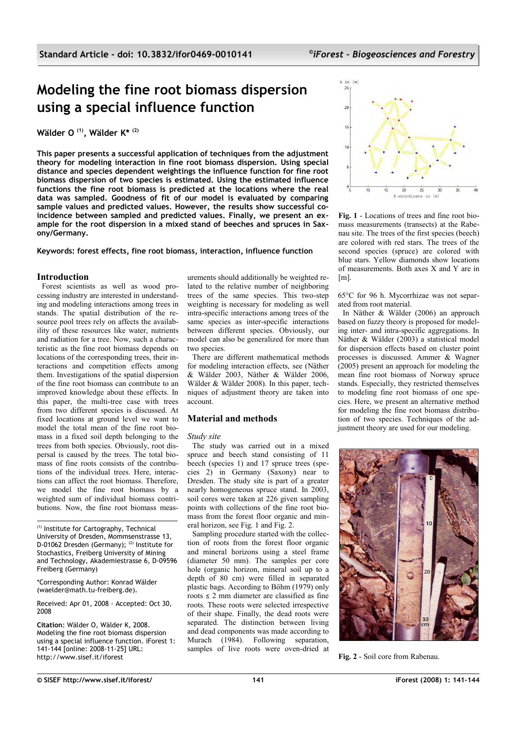# Modeling the fine root biomass dispersion using a special influence function

**Wälder O [(1)], Wälder K* [(2)]**

**This paper presents a successful application of techniques from the adjustment theory for modeling interaction in fine root biomass dispersion. Using special distance and species dependent weightings the influence function for fine root biomass dispersion of two species is estimated. Using the estimated influence functions the fine root biomass is predicted at the locations where the real data was sampled. Goodness of fit of our model is evaluated by comparing sample values and predicted values. However, the results show successful coincidence between sampled and predicted values. Finally, we present an example for the root dispersion in a mixed stand of beeches and spruces in Saxony/Germany.**

**Keywords: forest effects, fine root biomass, interaction, influence function**

## Introduction

Forest scientists as well as wood processing industry are interested in understanding and weighting interactions among trees in stands. The spatial distribution of the resource pool trees rely on affects the availability of these resources like water, nutrients and radiation for a tree. Now, such a characteristic as the fine root biomass depends on locations of the corresponding trees, their interactions and competition effects among them. Investigations of the spatial dispersion of the fine root biomass can contribute to an improved knowledge about these effects. In this paper, the multi-tree case with trees from two different species is discussed. At fixed locations at ground level we want to model the total mean of the fine root biomass in a fixed soil depth belonging to the trees from both species. Obviously, root dispersal is caused by the trees. The total biomass of fine roots consists of the contributions of the individual trees. Here, interactions can affect the root biomass. Therefore, we model the fine root biomass by a weighted sum of individual biomass contributions. Now, the fine root biomass measurements should additionally be weighted related to the relative number of neighboring trees of the same species. This two-step weighting is necessary for modeling as well intra-specific interactions among trees of the same species as inter-specific interactions between different species. Obviously, our model can also be generalized for more than two species.

There are different mathematical methods for modeling interaction effects, see (Näther & Wälder 2003, Näther & Wälder 2006, Wälder & Wälder 2008). In this paper, techniques of adjustment theory are taken into account.

## Material and methods

### *Study site*

The study was carried out in a mixed spruce and beech stand consisting of 11 beech (species 1) and 17 spruce trees (species 2) in Germany (Saxony) near to Dresden. The study site is part of a greater nearly homogeneous spruce stand. In 2003, soil cores were taken at 226 given sampling points with collections of the fine root biomass from the forest floor organic and mineral horizon, see Fig. 1 and Fig. 2.

Sampling procedure started with the collection of roots from the forest floor organic and mineral horizons using a steel frame (diameter 50 mm). The samples per core hole (organic horizon, mineral soil up to a depth of 80 cm) were filled in separated plastic bags. According to Böhm (1979) only roots ≤ 2 mm diameter are classified as fine roots. These roots were selected irrespective of their shape. Finally, the dead roots were separated. The distinction between living and dead components was made according to Murach (1984). Following separation, samples of live roots were oven-dried at 65°C for 96 h. Mycorrhizae was not separated from root material.

**Fig. 1** - Locations of trees and fine root biomass measurements (transects) at the Rabenau site. The trees of the first species (beech) are colored with red stars. The trees of the second species (spruce) are colored with blue stars. Yellow diamonds show locations of measurements. Both axes X and Y are in [m].

In Näther & Wälder (2006) an approach based on fuzzy theory is proposed for modeling inter- and intra-specific aggregations. In Näther & Wälder (2003) a statistical model for dispersion effects based on cluster point processes is discussed. Ammer & Wagner (2005) present an approach for modeling the mean fine root biomass of Norway spruce stands. Especially, they restricted themselves to modeling fine root biomass of one species. Here, we present an alternative method for modeling the fine root biomass distribution of two species. Techniques of the adjustment theory are used for our modeling.

**Fig. 2** - Soil core from Rabenau.

---

[(1)] Institute for Cartography, Technical University of Dresden, Mommsenstrasse 13, D-01062 Dresden (Germany); [(2)] Institute for Stochastics, Freiberg University of Mining and Technology, Akademiestrasse 6, D-09596 Freiberg (Germany)

*Corresponding Author: Konrad Wälder (waelder@math.tu-freiberg.de).

Received: Apr 01, 2008 - Accepted: Oct 30, 2008

**Citation**: Wälder O, Wälder K, 2008. Modeling the fine root biomass dispersion using a special influence function. iForest 1: 141-144 [online: 2008-11-25] URL: http://www.sisef.it/iforest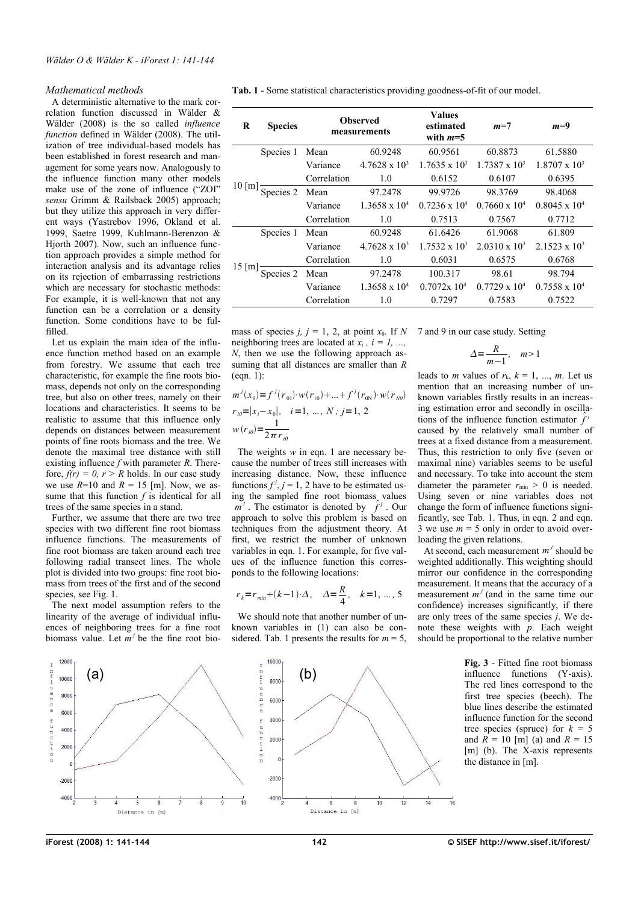### Mathematical methods

A deterministic alternative to the mark correlation function discussed in Wälder & Wälder (2008) is the so called *influence function* defined in Wälder (2008). The utilization of tree individual-based models has been established in forest research and management for some years now. Analogously to the influence function many other models make use of the zone of influence ("ZOI" *sensu* Grimm & Railsback 2005) approach; but they utilize this approach in very different ways (Yastrebov 1996, Okland et al. 1999, Saetre 1999, Kuhlmann-Berenzon & Hjorth 2007). Now, such an influence function approach provides a simple method for interaction analysis and its advantage relies on its rejection of embarrassing restrictions which are necessary for stochastic methods: For example, it is well-known that not any function can be a correlation or a density function. Some conditions have to be fulfilled.

Let us explain the main idea of the influence function method based on an example from forestry. We assume that each tree characteristic, for example the fine roots biomass, depends not only on the corresponding tree, but also on other trees, namely on their locations and characteristics. It seems to be realistic to assume that this influence only depends on distances between measurement points of fine roots biomass and the tree. We denote the maximal tree distance with still existing influence $f$ with parameter $R$. Therefore, $f(r) = 0$, $r > R$ holds. In our case study we use $R$=10 and $R$ = 15 [m]. Now, we assume that this function $f$ is identical for all trees of the same species in a stand.

Further, we assume that there are two tree species with two different fine root biomass influence functions. The measurements of fine root biomass are taken around each tree following radial transect lines. The whole plot is divided into two groups: fine root biomass from trees of the first and of the second species, see Fig. 1.

The next model assumption refers to the linearity of the average of individual influences of neighboring trees for a fine root biomass value. Let $m^j$ be the fine root biomass of species $j$, $j$ = 1, 2, at point $x_0$. If $N$ neighboring trees are located at $x_i$ , $i = 1, ..., N$, then we use the following approach assuming that all distances are smaller than $R$ (eqn. 1):

$$m^j(x_0) = f^j(r_{01})\cdot w(r_{10}) + ... + f^j(r_{0N})\cdot w(r_{N0})$$
$$r_{i0} = |x_i - x_0|, \quad i = 1, ..., N;\ j = 1, 2$$
$$w(r_{i0}) = \frac{1}{2\pi r_{i0}}$$

The weights $w$ in eqn. 1 are necessary because the number of trees still increases with increasing distance. Now, these influence functions $f^j$, $j$ = 1, 2 have to be estimated using the sampled fine root biomass values $m^j$. The estimator is denoted by $\hat{f}^j$. Our approach to solve this problem is based on techniques from the adjustment theory. At first, we restrict the number of unknown variables in eqn. 1. For example, for five values of the influence function this corresponds to the following locations:

$$r_k = r_{min} + (k-1)\cdot\Delta, \quad \Delta = \frac{R}{4}, \quad k = 1, ..., 5$$

We should note that another number of unknown variables in (1) can also be considered. Tab. 1 presents the results for $m$ = 5, 7 and 9 in our case study. Setting

$$\Delta = \frac{R}{m-1}, \quad m > 1$$

leads to $m$ values of $r_k$, $k$ = 1, ..., $m$. Let us mention that an increasing number of unknown variables firstly results in an increasing estimation error and secondly in oscillations of the influence function estimator $\hat{f}^j$ caused by the relatively small number of trees at a fixed distance from a measurement. Thus, this restriction to only five (seven or maximal nine) variables seems to be useful and necessary. To take into account the stem diameter the parameter $r_{min} > 0$ is needed. Using seven or nine variables does not change the form of influence functions significantly, see Tab. 1. Thus, in eqn. 2 and eqn. 3 we use $m$ = 5 only in order to avoid overloading the given relations.

At second, each measurement $m^j$ should be weighted additionally. This weighting should mirror our confidence in the corresponding measurement. It means that the accuracy of a measurement $m^j$ (and in the same time our confidence) increases significantly, if there are only trees of the same species $j$. We denote these weights with $p$. Each weight should be proportional to the relative number

**Tab. 1** - Some statistical characteristics providing goodness-of-fit of our model.

| R | Species | Observed measurements | | Values estimated with $m$=5 | $m$=7 | $m$=9 |
|---|---|---|---|---|---|---|
| 10 [m] | Species 1 | Mean | 60.9248 | 60.9561 | 60.8873 | 61.5880 |
| | | Variance | 4.7628 x 10³ | 1.7635 x 10³ | 1.7387 x 10³ | 1.8707 x 10³ |
| | | Correlation | 1.0 | 0.6152 | 0.6107 | 0.6395 |
| | Species 2 | Mean | 97.2478 | 99.9726 | 98.3769 | 98.4068 |
| | | Variance | 1.3658 x 10⁴ | 0.7236 x 10⁴ | 0.7660 x 10⁴ | 0.8045 x 10⁴ |
| | | Correlation | 1.0 | 0.7513 | 0.7567 | 0.7712 |
| 15 [m] | Species 1 | Mean | 60.9248 | 61.6426 | 61.9068 | 61.809 |
| | | Variance | 4.7628 x 10³ | 1.7532 x 10³ | 2.0310 x 10³ | 2.1523 x 10³ |
| | | Correlation | 1.0 | 0.6031 | 0.6575 | 0.6768 |
| | Species 2 | Mean | 97.2478 | 100.317 | 98.61 | 98.794 |
| | | Variance | 1.3658 x 10⁴ | 0.7072x 10⁴ | 0.7729 x 10⁴ | 0.7558 x 10⁴ |
| | | Correlation | 1.0 | 0.7297 | 0.7583 | 0.7522 |

**Fig. 3** - Fitted fine root biomass influence functions (Y-axis). The red lines correspond to the first tree species (beech). The blue lines describe the estimated influence function for the second tree species (spruce) for $k$ = 5 and $R$ = 10 [m] (a) and $R$ = 15 [m] (b). The X-axis represents the distance in [m].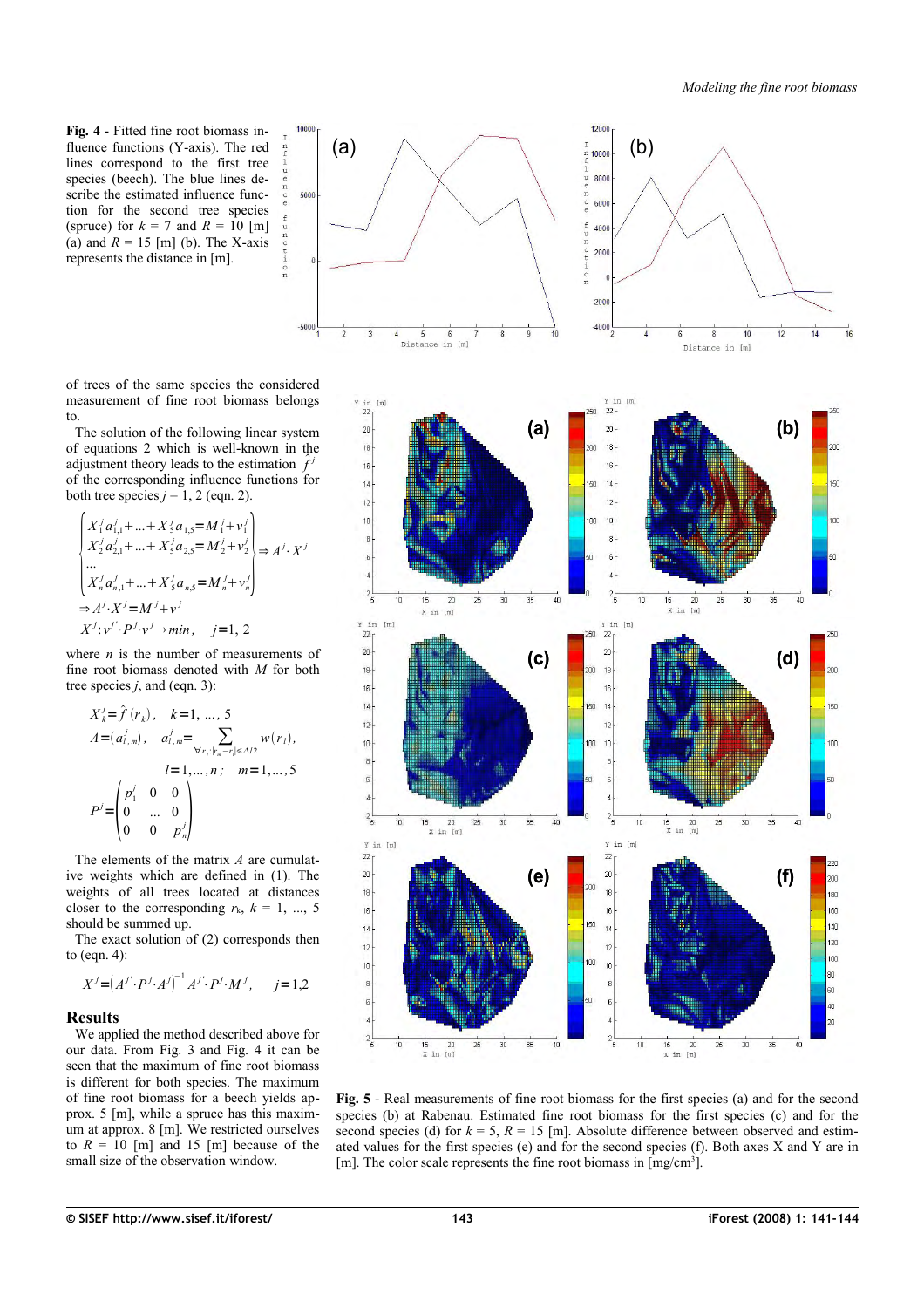**Fig. 4** - Fitted fine root biomass influence functions (Y-axis). The red lines correspond to the first tree species (beech). The blue lines describe the estimated influence function for the second tree species (spruce) for $k = 7$ and $R = 10$ [m] (a) and $R = 15$ [m] (b). The X-axis represents the distance in [m].

of trees of the same species the considered measurement of fine root biomass belongs to.

The solution of the following linear system of equations 2 which is well-known in the adjustment theory leads to the estimation $\hat{f}^j$ of the corresponding influence functions for both tree species $j = 1, 2$ (eqn. 2).

$$\begin{cases} X_1^j a_{1,1}^j + \ldots + X_5^j a_{1,5} = M_1^j + v_1^j \\ X_2^j a_{2,1}^j + \ldots + X_5^j a_{2,5} = M_2^j + v_2^j \\ \ldots \\ X_n^j a_{n,1}^j + \ldots + X_5^j a_{n,5} = M_n^j + v_n^j \end{cases} \Rightarrow A^j \cdot X^j$$

$$\Rightarrow A^j \cdot X^j = M^j + v^j$$

$$X^j : v^{j'} \cdot P^j \cdot v^j \rightarrow min, \quad j = 1, 2$$

where $n$ is the number of measurements of fine root biomass denoted with $M$ for both tree species $j$, and (eqn. 3):

$$X_k^j = \hat{f}(r_k), \quad k = 1, \ldots, 5$$

$$A = (a_{l,m}^j), \quad a_{l,m}^j = \sum_{\forall r_l : |r_m - r_l| \leq \Delta/2} w(r_l),$$

$$l = 1, \ldots, n; \quad m = 1, \ldots, 5$$

$$P^j = \begin{pmatrix} p_1^j & 0 & 0 \\ 0 & \ldots & 0 \\ 0 & 0 & p_n^j \end{pmatrix}$$

The elements of the matrix $A$ are cumulative weights which are defined in (1). The weights of all trees located at distances closer to the corresponding $r_k$, $k = 1, \ldots, 5$ should be summed up.

The exact solution of (2) corresponds then to (eqn. 4):

$$X^j = \left(A^{j'} \cdot P^j \cdot A^j\right)^{-1} A^{j'} \cdot P^j \cdot M^j, \quad j = 1,2$$

## Results

We applied the method described above for our data. From Fig. 3 and Fig. 4 it can be seen that the maximum of fine root biomass is different for both species. The maximum of fine root biomass for a beech yields approx. 5 [m], while a spruce has this maximum at approx. 8 [m]. We restricted ourselves to $R = 10$ [m] and 15 [m] because of the small size of the observation window.

**Fig. 5** - Real measurements of fine root biomass for the first species (a) and for the second species (b) at Rabenau. Estimated fine root biomass for the first species (c) and for the second species (d) for $k = 5$, $R = 15$ [m]. Absolute difference between observed and estimated values for the first species (e) and for the second species (f). Both axes X and Y are in [m]. The color scale represents the fine root biomass in [mg/cm$^3$].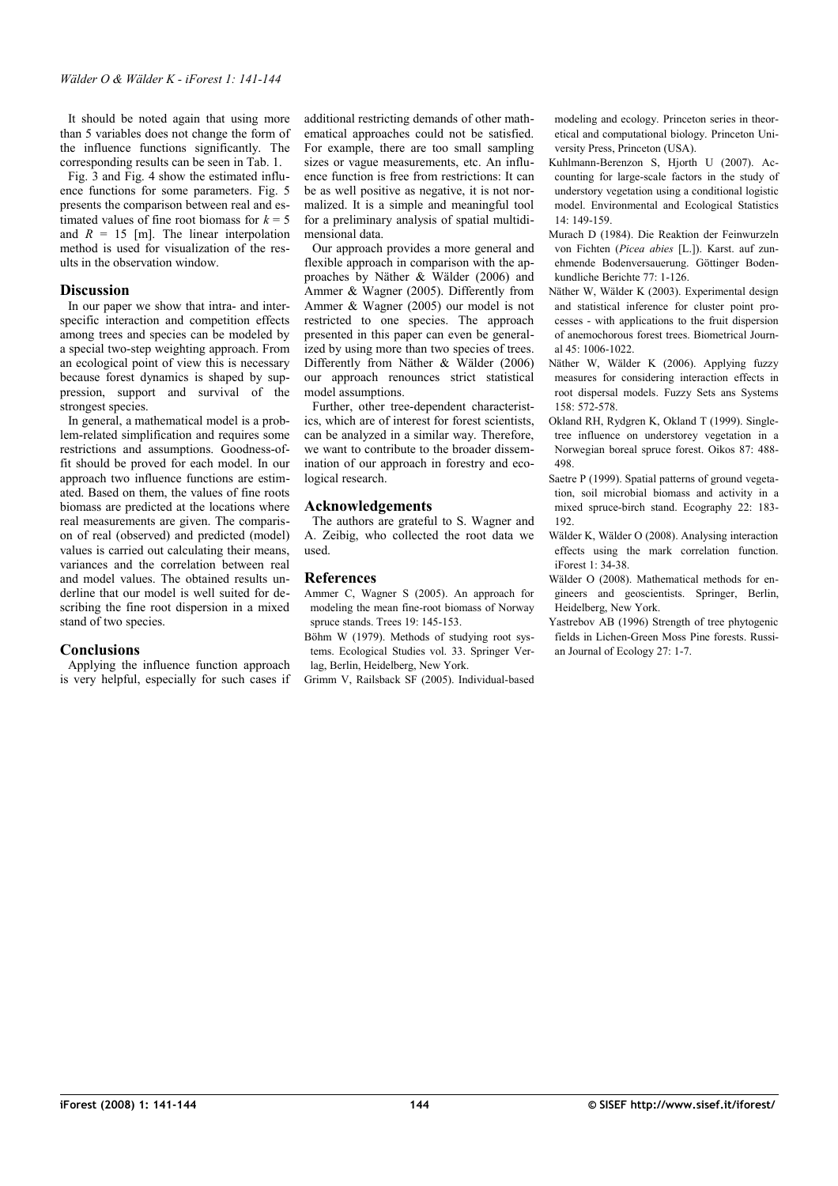It should be noted again that using more than 5 variables does not change the form of the influence functions significantly. The corresponding results can be seen in Tab. 1.

Fig. 3 and Fig. 4 show the estimated influence functions for some parameters. Fig. 5 presents the comparison between real and estimated values of fine root biomass for $k = 5$ and $R = 15$ [m]. The linear interpolation method is used for visualization of the results in the observation window.

## Discussion

In our paper we show that intra- and interspecific interaction and competition effects among trees and species can be modeled by a special two-step weighting approach. From an ecological point of view this is necessary because forest dynamics is shaped by suppression, support and survival of the strongest species.

In general, a mathematical model is a problem-related simplification and requires some restrictions and assumptions. Goodness-of-fit should be proved for each model. In our approach two influence functions are estimated. Based on them, the values of fine roots biomass are predicted at the locations where real measurements are given. The comparison of real (observed) and predicted (model) values is carried out calculating their means, variances and the correlation between real and model values. The obtained results underline that our model is well suited for describing the fine root dispersion in a mixed stand of two species.

## Conclusions

Applying the influence function approach is very helpful, especially for such cases if additional restricting demands of other mathematical approaches could not be satisfied. For example, there are too small sampling sizes or vague measurements, etc. An influence function is free from restrictions: It can be as well positive as negative, it is not normalized. It is a simple and meaningful tool for a preliminary analysis of spatial multidimensional data.

Our approach provides a more general and flexible approach in comparison with the approaches by Näther & Wälder (2006) and Ammer & Wagner (2005). Differently from Ammer & Wagner (2005) our model is not restricted to one species. The approach presented in this paper can even be generalized by using more than two species of trees. Differently from Näther & Wälder (2006) our approach renounces strict statistical model assumptions.

Further, other tree-dependent characteristics, which are of interest for forest scientists, can be analyzed in a similar way. Therefore, we want to contribute to the broader dissemination of our approach in forestry and ecological research.

## Acknowledgements

The authors are grateful to S. Wagner and A. Zeibig, who collected the root data we used.

## References

Ammer C, Wagner S (2005). An approach for modeling the mean fine-root biomass of Norway spruce stands. Trees 19: 145-153.

Böhm W (1979). Methods of studying root systems. Ecological Studies vol. 33. Springer Verlag, Berlin, Heidelberg, New York.

Grimm V, Railsback SF (2005). Individual-based modeling and ecology. Princeton series in theoretical and computational biology. Princeton University Press, Princeton (USA).

Kuhlmann-Berenzon S, Hjorth U (2007). Accounting for large-scale factors in the study of understory vegetation using a conditional logistic model. Environmental and Ecological Statistics 14: 149-159.

Murach D (1984). Die Reaktion der Feinwurzeln von Fichten (*Picea abies* [L.]). Karst. auf zunehmende Bodenversauerung. Göttinger Bodenkundliche Berichte 77: 1-126.

Näther W, Wälder K (2003). Experimental design and statistical inference for cluster point processes - with applications to the fruit dispersion of anemochorous forest trees. Biometrical Journal 45: 1006-1022.

Näther W, Wälder K (2006). Applying fuzzy measures for considering interaction effects in root dispersal models. Fuzzy Sets ans Systems 158: 572-578.

Okland RH, Rydgren K, Okland T (1999). Single-tree influence on understorey vegetation in a Norwegian boreal spruce forest. Oikos 87: 488-498.

Saetre P (1999). Spatial patterns of ground vegetation, soil microbial biomass and activity in a mixed spruce-birch stand. Ecography 22: 183-192.

Wälder K, Wälder O (2008). Analysing interaction effects using the mark correlation function. iForest 1: 34-38.

Wälder O (2008). Mathematical methods for engineers and geoscientists. Springer, Berlin, Heidelberg, New York.

Yastrebov AB (1996) Strength of tree phytogenic fields in Lichen-Green Moss Pine forests. Russian Journal of Ecology 27: 1-7.